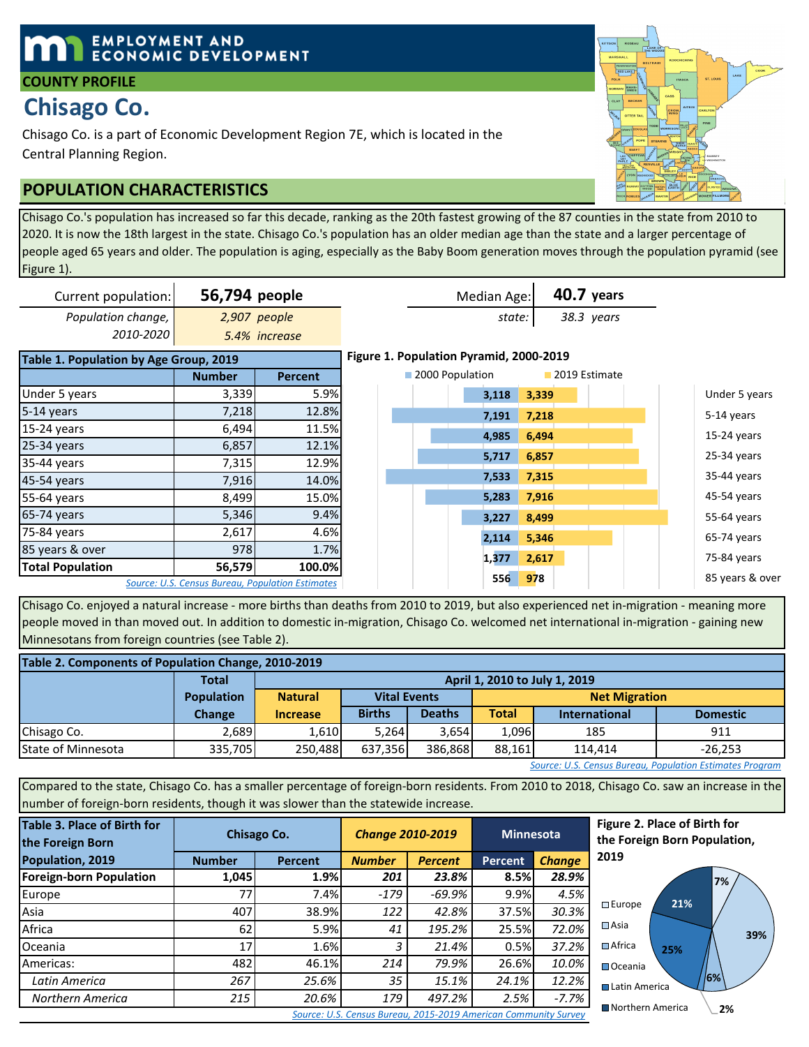# EMPLOYMENT AND ECONOMIC DEVELOPMENT

## COUNTY PROFILE

# Chisago Co.

Chisago Co. is a part of Economic Development Region 7E, which is located in the Central Planning Region.

## POPULATION CHARACTERISTICS

Chisago Co.'s population has increased so far this decade, ranking as the 20th fastest growing of the 87 counties in the state from 2010 to 2020. It is now the 18th largest in the state. Chisago Co.'s population has an older median age than the state and a larger percentage of people aged 65 years and older. The population is aging, especially as the Baby Boom generation moves through the population pyramid (see Figure 1).

| Current population: | **56,794** people |
|---|---|
| *Population change, 2010-2020* | *2,907 people* |
| | *5.4% increase* |

| Median Age: | **40.7** years |
|---|---|
| *state:* | *38.3 years* |

**Table 1. Population by Age Group, 2019**

| | Number | Percent |
|---|---|---|
| Under 5 years | 3,339 | 5.9% |
| 5-14 years | 7,218 | 12.8% |
| 15-24 years | 6,494 | 11.5% |
| 25-34 years | 6,857 | 12.1% |
| 35-44 years | 7,315 | 12.9% |
| 45-54 years | 7,916 | 14.0% |
| 55-64 years | 8,499 | 15.0% |
| 65-74 years | 5,346 | 9.4% |
| 75-84 years | 2,617 | 4.6% |
| 85 years & over | 978 | 1.7% |
| **Total Population** | **56,579** | **100.0%** |

*Source: U.S. Census Bureau, Population Estimates*

**Figure 1. Population Pyramid, 2000-2019**

| | 2000 Population | 2019 Estimate |
|---|---|---|
| Under 5 years | 3,118 | 3,339 |
| 5-14 years | 7,191 | 7,218 |
| 15-24 years | 4,985 | 6,494 |
| 25-34 years | 5,717 | 6,857 |
| 35-44 years | 7,533 | 7,315 |
| 45-54 years | 5,283 | 7,916 |
| 55-64 years | 3,227 | 8,499 |
| 65-74 years | 2,114 | 5,346 |
| 75-84 years | 1,377 | 2,617 |
| 85 years & over | 556 | 978 |

Chisago Co. enjoyed a natural increase - more births than deaths from 2010 to 2019, but also experienced net in-migration - meaning more people moved in than moved out. In addition to domestic in-migration, Chisago Co. welcomed net international in-migration - gaining new Minnesotans from foreign countries (see Table 2).

**Table 2. Components of Population Change, 2010-2019**

| | Total Population Change | April 1, 2010 to July 1, 2019 | | | | | |
|---|---|---|---|---|---|---|---|
| | | Natural Increase | Vital Events | | Net Migration | | |
| | | | Births | Deaths | Total | International | Domestic |
| Chisago Co. | 2,689 | 1,610 | 5,264 | 3,654 | 1,096 | 185 | 911 |
| State of Minnesota | 335,705 | 250,488 | 637,356 | 386,868 | 88,161 | 114,414 | -26,253 |

*Source: U.S. Census Bureau, Population Estimates Program*

Compared to the state, Chisago Co. has a smaller percentage of foreign-born residents. From 2010 to 2018, Chisago Co. saw an increase in the number of foreign-born residents, though it was slower than the statewide increase.

**Table 3. Place of Birth for the Foreign Born Population, 2019**

| | Chisago Co. | | *Change 2010-2019* | | Minnesota | |
|---|---|---|---|---|---|---|
| | Number | Percent | *Number* | *Percent* | Percent | *Change* |
| **Foreign-born Population** | **1,045** | **1.9%** | ***201*** | ***23.8%*** | **8.5%** | ***28.9%*** |
| Europe | 77 | 7.4% | *-179* | *-69.9%* | 9.9% | *4.5%* |
| Asia | 407 | 38.9% | *122* | *42.8%* | 37.5% | *30.3%* |
| Africa | 62 | 5.9% | *41* | *195.2%* | 25.5% | *72.0%* |
| Oceania | 17 | 1.6% | *3* | *21.4%* | 0.5% | *37.2%* |
| Americas: | 482 | 46.1% | *214* | *79.9%* | 26.6% | *10.0%* |
| *Latin America* | *267* | *25.6%* | *35* | *15.1%* | *24.1%* | *12.2%* |
| *Northern America* | *215* | *20.6%* | *179* | *497.2%* | *2.5%* | *-7.7%* |

*Source: U.S. Census Bureau, 2015-2019 American Community Survey*

**Figure 2. Place of Birth for the Foreign Born Population, 2019**

| Region | Percent |
|---|---|
| Europe | 7% |
| Asia | 39% |
| Africa | 6% |
| Oceania | 2% |
| Latin America | 25% |
| Northern America | 21% |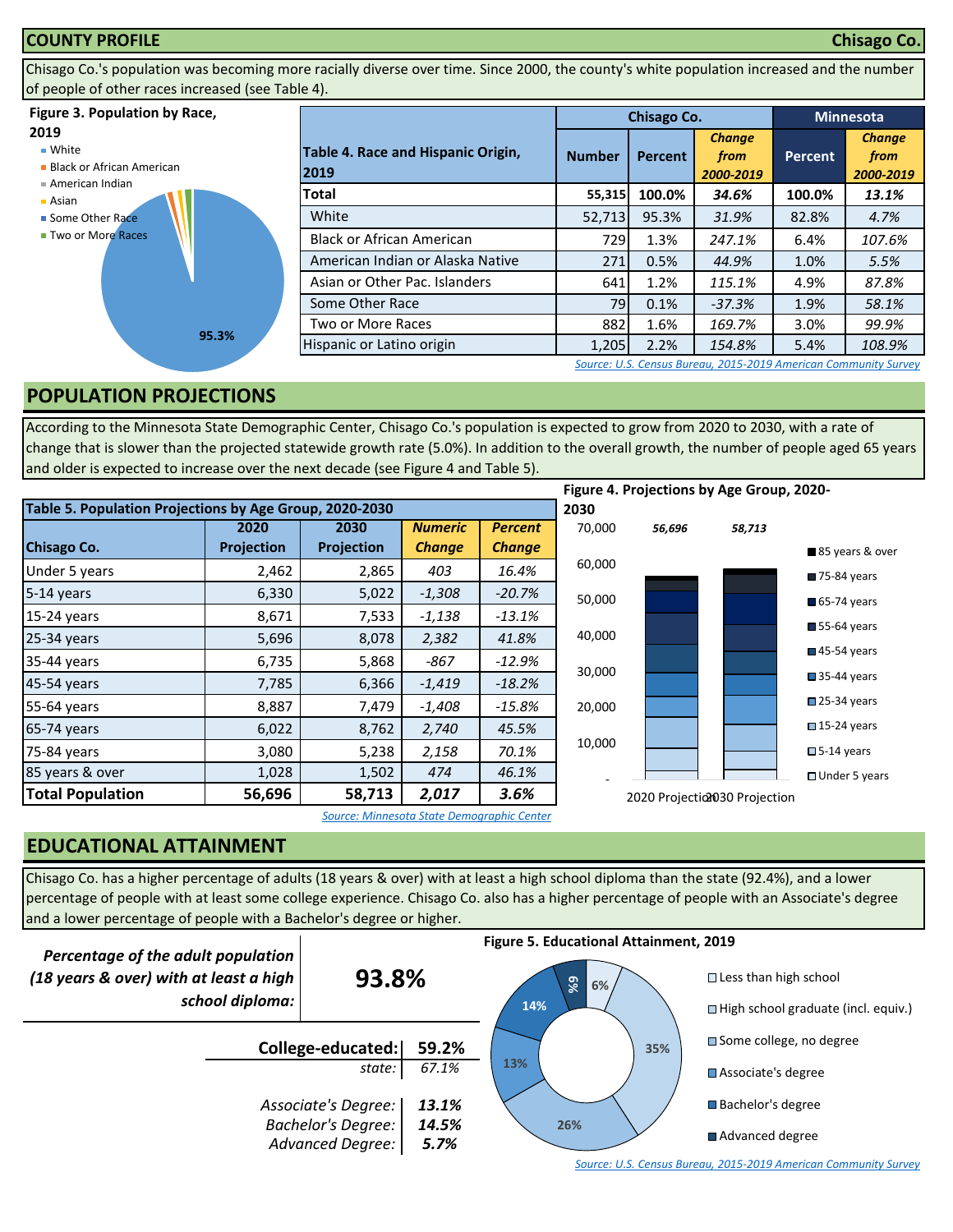## COUNTY PROFILE — Chisago Co.

Chisago Co.'s population was becoming more racially diverse over time. Since 2000, the county's white population increased and the number of people of other races increased (see Table 4).

**Figure 3. Population by Race, 2019**

- White
- Black or African American
- American Indian
- Asian
- Some Other Race
- Two or More Races

95.3%

| Table 4. Race and Hispanic Origin, 2019 | Chisago Co. | | | Minnesota | |
|---|---|---|---|---|---|
| | Number | Percent | *Change from 2000-2019* | Percent | *Change from 2000-2019* |
| **Total** | **55,315** | **100.0%** | ***34.6%*** | **100.0%** | ***13.1%*** |
| White | 52,713 | 95.3% | *31.9%* | 82.8% | *4.7%* |
| Black or African American | 729 | 1.3% | *247.1%* | 6.4% | *107.6%* |
| American Indian or Alaska Native | 271 | 0.5% | *44.9%* | 1.0% | *5.5%* |
| Asian or Other Pac. Islanders | 641 | 1.2% | *115.1%* | 4.9% | *87.8%* |
| Some Other Race | 79 | 0.1% | *-37.3%* | 1.9% | *58.1%* |
| Two or More Races | 882 | 1.6% | *169.7%* | 3.0% | *99.9%* |
| Hispanic or Latino origin | 1,205 | 2.2% | *154.8%* | 5.4% | *108.9%* |

*Source: U.S. Census Bureau, 2015-2019 American Community Survey*

## POPULATION PROJECTIONS

According to the Minnesota State Demographic Center, Chisago Co.'s population is expected to grow from 2020 to 2030, with a rate of change that is slower than the projected statewide growth rate (5.0%). In addition to the overall growth, the number of people aged 65 years and older is expected to increase over the next decade (see Figure 4 and Table 5).

| Table 5. Population Projections by Age Group, 2020-2030 | | | | |
|---|---|---|---|---|
| Chisago Co. | 2020 Projection | 2030 Projection | *Numeric Change* | *Percent Change* |
| Under 5 years | 2,462 | 2,865 | *403* | *16.4%* |
| 5-14 years | 6,330 | 5,022 | *-1,308* | *-20.7%* |
| 15-24 years | 8,671 | 7,533 | *-1,138* | *-13.1%* |
| 25-34 years | 5,696 | 8,078 | *2,382* | *41.8%* |
| 35-44 years | 6,735 | 5,868 | *-867* | *-12.9%* |
| 45-54 years | 7,785 | 6,366 | *-1,419* | *-18.2%* |
| 55-64 years | 8,887 | 7,479 | *-1,408* | *-15.8%* |
| 65-74 years | 6,022 | 8,762 | *2,740* | *45.5%* |
| 75-84 years | 3,080 | 5,238 | *2,158* | *70.1%* |
| 85 years & over | 1,028 | 1,502 | *474* | *46.1%* |
| **Total Population** | **56,696** | **58,713** | ***2,017*** | ***3.6%*** |

*Source: Minnesota State Demographic Center*

**Figure 4. Projections by Age Group, 2020-2030**

2020 Projection: *56,696*; 2030 Projection: *58,713*

Legend: 85 years & over; 75-84 years; 65-74 years; 55-64 years; 45-54 years; 35-44 years; 25-34 years; 15-24 years; 5-14 years; Under 5 years

## EDUCATIONAL ATTAINMENT

Chisago Co. has a higher percentage of adults (18 years & over) with at least a high school diploma than the state (92.4%), and a lower percentage of people with at least some college experience. Chisago Co. also has a higher percentage of people with an Associate's degree and a lower percentage of people with a Bachelor's degree or higher.

| *Percentage of the adult population (18 years & over) with at least a high school diploma:* | **93.8%** |
|---|---|
| **College-educated:** | **59.2%** |
| *state:* | *67.1%* |
| *Associate's Degree:* | ***13.1%*** |
| *Bachelor's Degree:* | ***14.5%*** |
| *Advanced Degree:* | ***5.7%*** |

**Figure 5. Educational Attainment, 2019**

- Less than high school: 6%
- High school graduate (incl. equiv.): 35%
- Some college, no degree: 26%
- Associate's degree: 13%
- Bachelor's degree: 14%
- Advanced degree: 6%

*Source: U.S. Census Bureau, 2015-2019 American Community Survey*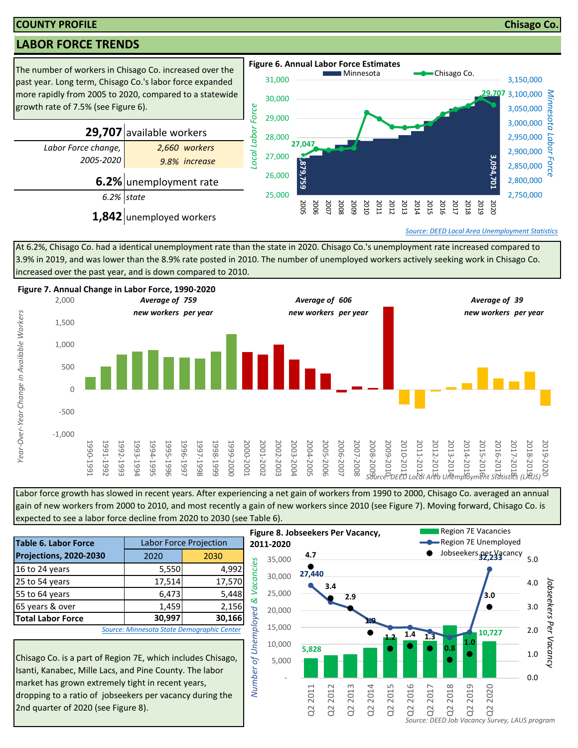# COUNTY PROFILE — Chisago Co.

## LABOR FORCE TRENDS

The number of workers in Chisago Co. increased over the past year. Long term, Chisago Co.'s labor force expanded more rapidly from 2005 to 2020, compared to a statewide growth rate of 7.5% (see Figure 6).

| | |
|---|---|
| **29,707** | available workers |
| *Labor Force change, 2005-2020* | *2,660 workers* |
| | *9.8% increase* |
| **6.2%** | unemployment rate |
| *6.2%* | *state* |
| **1,842** | unemployed workers |

**Figure 6. Annual Labor Force Estimates**

Minnesota; Chisago Co.

Local Labor Force; Minnesota Labor Force

Chisago Co.: 27,047 (2005); 29,707 (2020). Minnesota: 2,879,759 (2005); 3,094,701 (2020).

*Source: DEED Local Area Unemployment Statistics*

At 6.2%, Chisago Co. had a identical unemployment rate than the state in 2020. Chisago Co.'s unemployment rate increased compared to 3.9% in 2019, and was lower than the 8.9% rate posted in 2010. The number of unemployed workers actively seeking work in Chisago Co. increased over the past year, and is down compared to 2010.

**Figure 7. Annual Change in Labor Force, 1990-2020**

Year-Over-Year Change in Available Workers

*Average of 759 new workers per year* (1990-2000); *Average of 606 new workers per year* (2000-2010); *Average of 39 new workers per year* (2010-2020)

*Source: DEED Local Area Unemployment Statistics (LAUS)*

Labor force growth has slowed in recent years. After experiencing a net gain of workers from 1990 to 2000, Chisago Co. averaged an annual gain of new workers from 2000 to 2010, and most recently a gain of new workers since 2010 (see Figure 7). Moving forward, Chisago Co. is expected to see a labor force decline from 2020 to 2030 (see Table 6).

| Table 6. Labor Force Projections, 2020-2030 | Labor Force Projection | |
|---|---|---|
| | 2020 | 2030 |
| 16 to 24 years | 5,550 | 4,992 |
| 25 to 54 years | 17,514 | 17,570 |
| 55 to 64 years | 6,473 | 5,448 |
| 65 years & over | 1,459 | 2,156 |
| **Total Labor Force** | **30,997** | **30,166** |

*Source: Minnesota State Demographic Center*

**Figure 8. Jobseekers Per Vacancy, 2011-2020**

Region 7E Vacancies; Region 7E Unemployed; Jobseekers per Vacancy

| | Q2 2011 | Q2 2012 | Q2 2013 | Q2 2014 | Q2 2015 | Q2 2016 | Q2 2017 | Q2 2018 | Q2 2019 | Q2 2020 |
|---|---|---|---|---|---|---|---|---|---|---|
| Jobseekers per Vacancy | 4.7 | 3.4 | 2.9 | 1.9 | 1.2 | 1.4 | 1.3 | 0.8 | 1.0 | 3.0 |

Region 7E Unemployed: 27,440 (Q2 2011); 32,233 (Q2 2020). Region 7E Vacancies: 5,828 (Q2 2011); 10,727 (Q2 2020).

*Source: DEED Job Vacancy Survey, LAUS program*

Chisago Co. is a part of Region 7E, which includes Chisago, Isanti, Kanabec, Mille Lacs, and Pine County. The labor market has grown extremely tight in recent years, dropping to a ratio of jobseekers per vacancy during the 2nd quarter of 2020 (see Figure 8).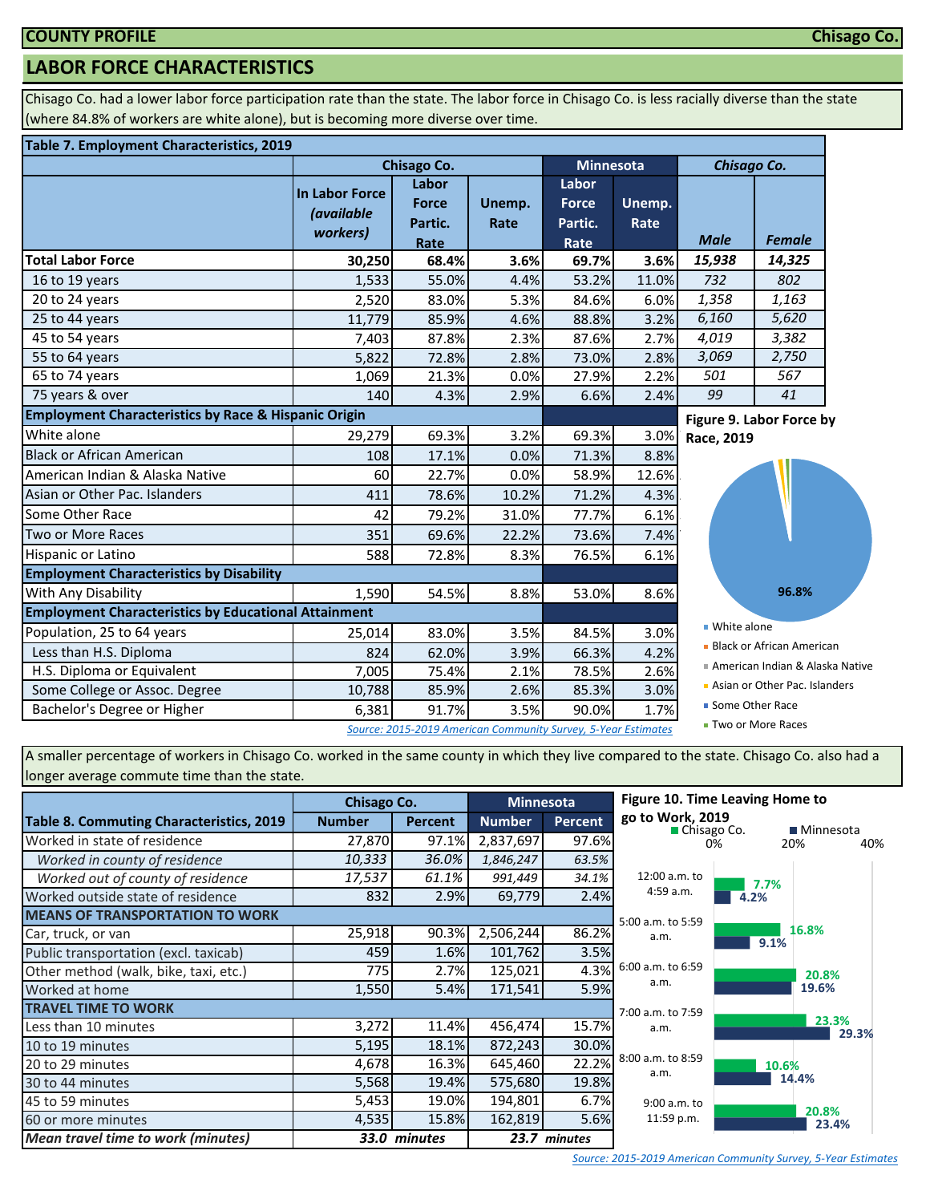**COUNTY PROFILE** **Chisago Co.**

## LABOR FORCE CHARACTERISTICS

Chisago Co. had a lower labor force participation rate than the state. The labor force in Chisago Co. is less racially diverse than the state (where 84.8% of workers are white alone), but is becoming more diverse over time.

**Table 7. Employment Characteristics, 2019**

| | Chisago Co. | | | Minnesota | | Chisago Co. | |
|---|---|---|---|---|---|---|---|
| | In Labor Force *(available workers)* | Labor Force Partic. Rate | Unemp. Rate | Labor Force Partic. Rate | Unemp. Rate | *Male* | *Female* |
| **Total Labor Force** | **30,250** | **68.4%** | **3.6%** | **69.7%** | **3.6%** | ***15,938*** | ***14,325*** |
| 16 to 19 years | 1,533 | 55.0% | 4.4% | 53.2% | 11.0% | *732* | *802* |
| 20 to 24 years | 2,520 | 83.0% | 5.3% | 84.6% | 6.0% | *1,358* | *1,163* |
| 25 to 44 years | 11,779 | 85.9% | 4.6% | 88.8% | 3.2% | *6,160* | *5,620* |
| 45 to 54 years | 7,403 | 87.8% | 2.3% | 87.6% | 2.7% | *4,019* | *3,382* |
| 55 to 64 years | 5,822 | 72.8% | 2.8% | 73.0% | 2.8% | *3,069* | *2,750* |
| 65 to 74 years | 1,069 | 21.3% | 0.0% | 27.9% | 2.2% | *501* | *567* |
| 75 years & over | 140 | 4.3% | 2.9% | 6.6% | 2.4% | *99* | *41* |
| **Employment Characteristics by Race & Hispanic Origin** | | | | | | | |
| White alone | 29,279 | 69.3% | 3.2% | 69.3% | 3.0% | | |
| Black or African American | 108 | 17.1% | 0.0% | 71.3% | 8.8% | | |
| American Indian & Alaska Native | 60 | 22.7% | 0.0% | 58.9% | 12.6% | | |
| Asian or Other Pac. Islanders | 411 | 78.6% | 10.2% | 71.2% | 4.3% | | |
| Some Other Race | 42 | 79.2% | 31.0% | 77.7% | 6.1% | | |
| Two or More Races | 351 | 69.6% | 22.2% | 73.6% | 7.4% | | |
| Hispanic or Latino | 588 | 72.8% | 8.3% | 76.5% | 6.1% | | |
| **Employment Characteristics by Disability** | | | | | | | |
| With Any Disability | 1,590 | 54.5% | 8.8% | 53.0% | 8.6% | | |
| **Employment Characteristics by Educational Attainment** | | | | | | | |
| Population, 25 to 64 years | 25,014 | 83.0% | 3.5% | 84.5% | 3.0% | | |
| Less than H.S. Diploma | 824 | 62.0% | 3.9% | 66.3% | 4.2% | | |
| H.S. Diploma or Equivalent | 7,005 | 75.4% | 2.1% | 78.5% | 2.6% | | |
| Some College or Assoc. Degree | 10,788 | 85.9% | 2.6% | 85.3% | 3.0% | | |
| Bachelor's Degree or Higher | 6,381 | 91.7% | 3.5% | 90.0% | 1.7% | | |

*Source: 2015-2019 American Community Survey, 5-Year Estimates*

**Figure 9. Labor Force by Race, 2019**

- White alone: 96.8%
- Black or African American
- American Indian & Alaska Native
- Asian or Other Pac. Islanders
- Some Other Race
- Two or More Races

A smaller percentage of workers in Chisago Co. worked in the same county in which they live compared to the state. Chisago Co. also had a longer average commute time than the state.

| Table 8. Commuting Characteristics, 2019 | Chisago Co. Number | Chisago Co. Percent | Minnesota Number | Minnesota Percent |
|---|---|---|---|---|
| Worked in state of residence | 27,870 | 97.1% | 2,837,697 | 97.6% |
| *Worked in county of residence* | *10,333* | *36.0%* | *1,846,247* | *63.5%* |
| *Worked out of county of residence* | *17,537* | *61.1%* | *991,449* | *34.1%* |
| Worked outside state of residence | 832 | 2.9% | 69,779 | 2.4% |
| **MEANS OF TRANSPORTATION TO WORK** | | | | |
| Car, truck, or van | 25,918 | 90.3% | 2,506,244 | 86.2% |
| Public transportation (excl. taxicab) | 459 | 1.6% | 101,762 | 3.5% |
| Other method (walk, bike, taxi, etc.) | 775 | 2.7% | 125,021 | 4.3% |
| Worked at home | 1,550 | 5.4% | 171,541 | 5.9% |
| **TRAVEL TIME TO WORK** | | | | |
| Less than 10 minutes | 3,272 | 11.4% | 456,474 | 15.7% |
| 10 to 19 minutes | 5,195 | 18.1% | 872,243 | 30.0% |
| 20 to 29 minutes | 4,678 | 16.3% | 645,460 | 22.2% |
| 30 to 44 minutes | 5,568 | 19.4% | 575,680 | 19.8% |
| 45 to 59 minutes | 5,453 | 19.0% | 194,801 | 6.7% |
| 60 or more minutes | 4,535 | 15.8% | 162,819 | 5.6% |
| ***Mean travel time to work (minutes)*** | ***33.0 minutes*** | | ***23.7 minutes*** | |

**Figure 10. Time Leaving Home to go to Work, 2019**

| | Chisago Co. | Minnesota |
|---|---|---|
| 12:00 a.m. to 4:59 a.m. | 7.7% | 4.2% |
| 5:00 a.m. to 5:59 a.m. | 16.8% | 9.1% |
| 6:00 a.m. to 6:59 a.m. | 20.8% | 19.6% |
| 7:00 a.m. to 7:59 a.m. | 23.3% | 29.3% |
| 8:00 a.m. to 8:59 a.m. | 10.6% | 14.4% |
| 9:00 a.m. to 11:59 p.m. | 20.8% | 23.4% |

*Source: 2015-2019 American Community Survey, 5-Year Estimates*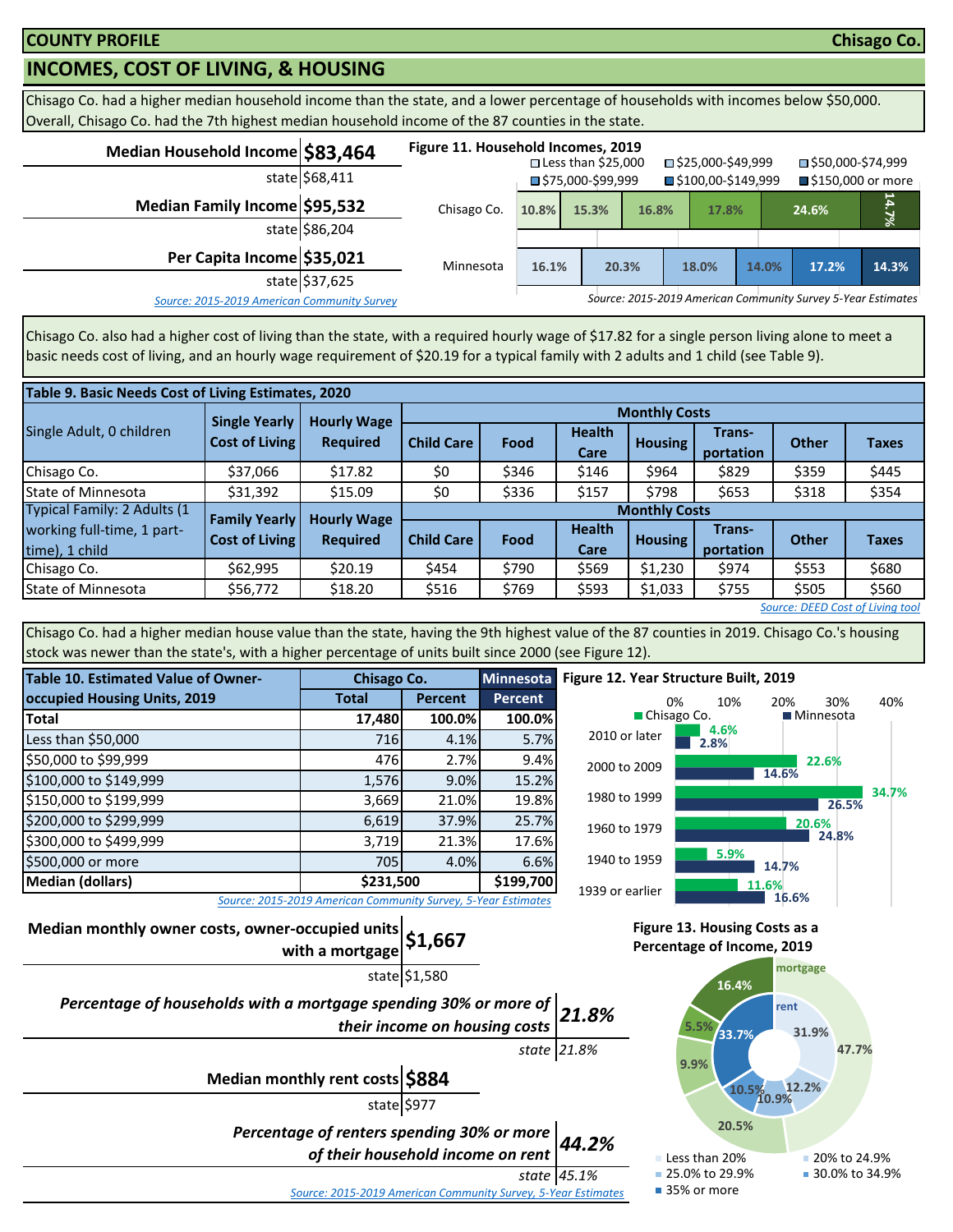**COUNTY PROFILE** **Chisago Co.**

## INCOMES, COST OF LIVING, & HOUSING

Chisago Co. had a higher median household income than the state, and a lower percentage of households with incomes below $50,000. Overall, Chisago Co. had the 7th highest median household income of the 87 counties in the state.

| | |
|---|---|
| **Median Household Income** | **$83,464** |
| state | $68,411 |
| **Median Family Income** | **$95,532** |
| state | $86,204 |
| **Per Capita Income** | **$35,021** |
| state | $37,625 |

*Source: 2015-2019 American Community Survey*

**Figure 11. Household Incomes, 2019**

| | Less than $25,000 | $25,000-$49,999 | $50,000-$74,999 | $75,000-$99,999 | $100,00-$149,999 | $150,000 or more |
|---|---|---|---|---|---|---|
| Chisago Co. | 10.8% | 15.3% | 16.8% | 17.8% | 24.6% | 14.7% |
| Minnesota | 16.1% | 20.3% | 18.0% | 14.0% | 17.2% | 14.3% |

*Source: 2015-2019 American Community Survey 5-Year Estimates*

Chisago Co. also had a higher cost of living than the state, with a required hourly wage of $17.82 for a single person living alone to meet a basic needs cost of living, and an hourly wage requirement of $20.19 for a typical family with 2 adults and 1 child (see Table 9).

**Table 9. Basic Needs Cost of Living Estimates, 2020**

| | | | Monthly Costs | | | | | | |
|---|---|---|---|---|---|---|---|---|---|
| Single Adult, 0 children | Single Yearly Cost of Living | Hourly Wage Required | Child Care | Food | Health Care | Housing | Trans-portation | Other | Taxes |
| Chisago Co. | $37,066 | $17.82 | $0 | $346 | $146 | $964 | $829 | $359 | $445 |
| State of Minnesota | $31,392 | $15.09 | $0 | $336 | $157 | $798 | $653 | $318 | $354 |
| Typical Family: 2 Adults (1 working full-time, 1 part-time), 1 child | Family Yearly Cost of Living | Hourly Wage Required | Child Care | Food | Health Care | Housing | Trans-portation | Other | Taxes |
| Chisago Co. | $62,995 | $20.19 | $454 | $790 | $569 | $1,230 | $974 | $553 | $680 |
| State of Minnesota | $56,772 | $18.20 | $516 | $769 | $593 | $1,033 | $755 | $505 | $560 |

*Source: DEED Cost of Living tool*

Chisago Co. had a higher median house value than the state, having the 9th highest value of the 87 counties in 2019. Chisago Co.'s housing stock was newer than the state's, with a higher percentage of units built since 2000 (see Figure 12).

**Table 10. Estimated Value of Owner-occupied Housing Units, 2019**

| | Chisago Co. Total | Chisago Co. Percent | Minnesota Percent |
|---|---|---|---|
| **Total** | **17,480** | **100.0%** | **100.0%** |
| Less than $50,000 | 716 | 4.1% | 5.7% |
| $50,000 to $99,999 | 476 | 2.7% | 9.4% |
| $100,000 to $149,999 | 1,576 | 9.0% | 15.2% |
| $150,000 to $199,999 | 3,669 | 21.0% | 19.8% |
| $200,000 to $299,999 | 6,619 | 37.9% | 25.7% |
| $300,000 to $499,999 | 3,719 | 21.3% | 17.6% |
| $500,000 or more | 705 | 4.0% | 6.6% |
| **Median (dollars)** | **$231,500** | | **$199,700** |

*Source: 2015-2019 American Community Survey, 5-Year Estimates*

**Figure 12. Year Structure Built, 2019**

| | Chisago Co. | Minnesota |
|---|---|---|
| 2010 or later | 4.6% | 2.8% |
| 2000 to 2009 | 22.6% | 14.6% |
| 1980 to 1999 | 34.7% | 26.5% |
| 1960 to 1979 | 20.6% | 24.8% |
| 1940 to 1959 | 5.9% | 14.7% |
| 1939 or earlier | 11.6% | 16.6% |

| | |
|---|---|
| **Median monthly owner costs, owner-occupied units with a mortgage** | **$1,667** |
| state | $1,580 |
| ***Percentage of households with a mortgage spending 30% or more of their income on housing costs*** | ***21.8%*** |
| *state* | *21.8%* |
| **Median monthly rent costs** | **$884** |
| state | $977 |
| ***Percentage of renters spending 30% or more of their household income on rent*** | ***44.2%*** |
| *state* | *45.1%* |

*Source: 2015-2019 American Community Survey, 5-Year Estimates*

**Figure 13. Housing Costs as a Percentage of Income, 2019**

| | Mortgage | Rent |
|---|---|---|
| Less than 20% | 47.7% | 31.9% |
| 20% to 24.9% | 20.5% | 12.2% |
| 25.0% to 29.9% | 9.9% | 10.9% |
| 30.0% to 34.9% | 5.5% | 10.5% |
| 35% or more | 16.4% | 33.7% |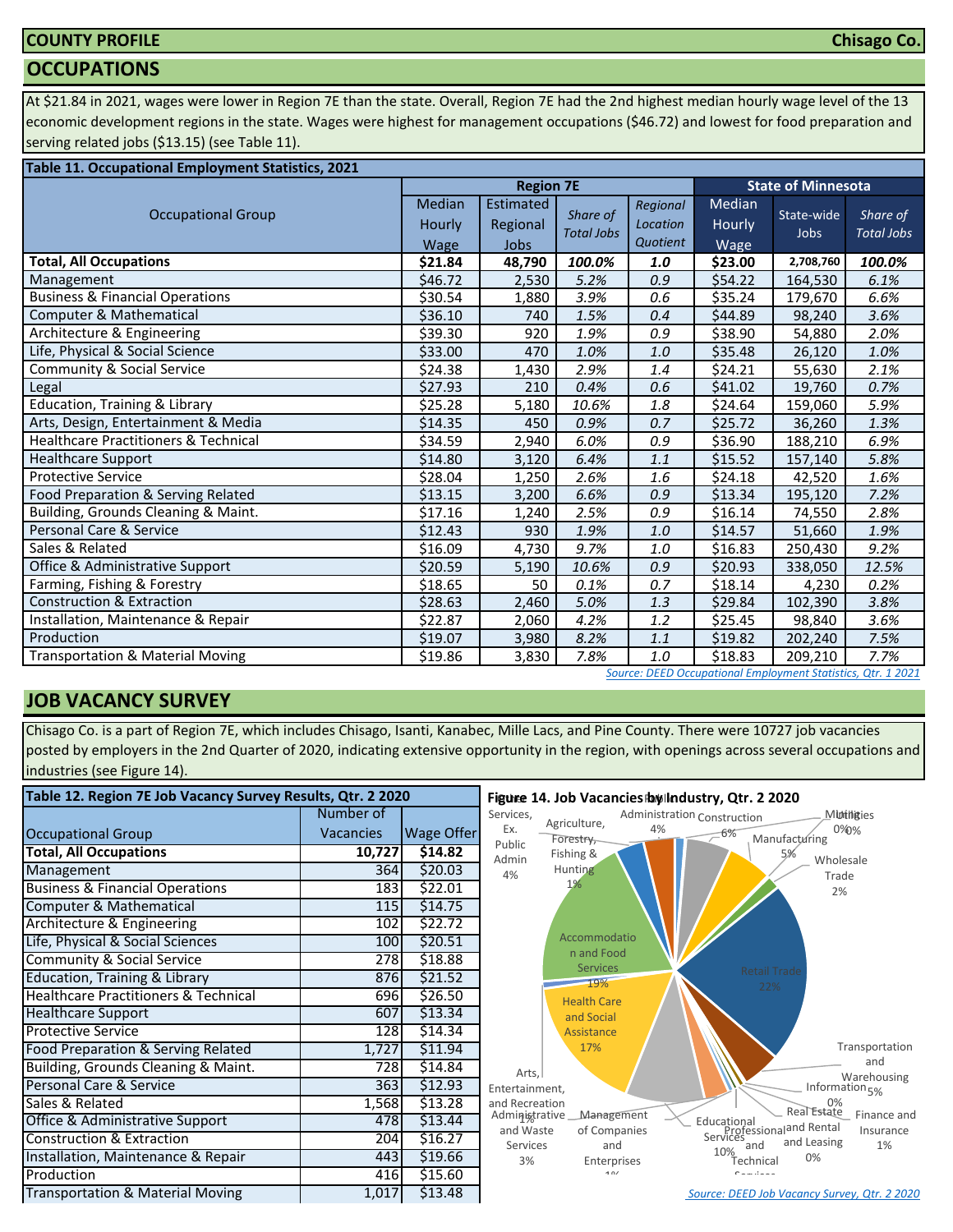**COUNTY PROFILE** **Chisago Co.**

## OCCUPATIONS

At $21.84 in 2021, wages were lower in Region 7E than the state. Overall, Region 7E had the 2nd highest median hourly wage level of the 13 economic development regions in the state. Wages were highest for management occupations ($46.72) and lowest for food preparation and serving related jobs ($13.15) (see Table 11).

**Table 11. Occupational Employment Statistics, 2021**

| Occupational Group | Region 7E | | | | State of Minnesota | | |
|---|---|---|---|---|---|---|---|
| | Median Hourly Wage | Estimated Regional Jobs | *Share of Total Jobs* | *Regional Location Quotient* | Median Hourly Wage | State-wide Jobs | *Share of Total Jobs* |
| **Total, All Occupations** | **$21.84** | **48,790** | ***100.0%*** | ***1.0*** | **$23.00** | **2,708,760** | ***100.0%*** |
| Management | $46.72 | 2,530 | *5.2%* | *0.9* | $54.22 | 164,530 | *6.1%* |
| Business & Financial Operations | $30.54 | 1,880 | *3.9%* | *0.6* | $35.24 | 179,670 | *6.6%* |
| Computer & Mathematical | $36.10 | 740 | *1.5%* | *0.4* | $44.89 | 98,240 | *3.6%* |
| Architecture & Engineering | $39.30 | 920 | *1.9%* | *0.9* | $38.90 | 54,880 | *2.0%* |
| Life, Physical & Social Science | $33.00 | 470 | *1.0%* | *1.0* | $35.48 | 26,120 | *1.0%* |
| Community & Social Service | $24.38 | 1,430 | *2.9%* | *1.4* | $24.21 | 55,630 | *2.1%* |
| Legal | $27.93 | 210 | *0.4%* | *0.6* | $41.02 | 19,760 | *0.7%* |
| Education, Training & Library | $25.28 | 5,180 | *10.6%* | *1.8* | $24.64 | 159,060 | *5.9%* |
| Arts, Design, Entertainment & Media | $14.35 | 450 | *0.9%* | *0.7* | $25.72 | 36,260 | *1.3%* |
| Healthcare Practitioners & Technical | $34.59 | 2,940 | *6.0%* | *0.9* | $36.90 | 188,210 | *6.9%* |
| Healthcare Support | $14.80 | 3,120 | *6.4%* | *1.1* | $15.52 | 157,140 | *5.8%* |
| Protective Service | $28.04 | 1,250 | *2.6%* | *1.6* | $24.18 | 42,520 | *1.6%* |
| Food Preparation & Serving Related | $13.15 | 3,200 | *6.6%* | *0.9* | $13.34 | 195,120 | *7.2%* |
| Building, Grounds Cleaning & Maint. | $17.16 | 1,240 | *2.5%* | *0.9* | $16.14 | 74,550 | *2.8%* |
| Personal Care & Service | $12.43 | 930 | *1.9%* | *1.0* | $14.57 | 51,660 | *1.9%* |
| Sales & Related | $16.09 | 4,730 | *9.7%* | *1.0* | $16.83 | 250,430 | *9.2%* |
| Office & Administrative Support | $20.59 | 5,190 | *10.6%* | *0.9* | $20.93 | 338,050 | *12.5%* |
| Farming, Fishing & Forestry | $18.65 | 50 | *0.1%* | *0.7* | $18.14 | 4,230 | *0.2%* |
| Construction & Extraction | $28.63 | 2,460 | *5.0%* | *1.3* | $29.84 | 102,390 | *3.8%* |
| Installation, Maintenance & Repair | $22.87 | 2,060 | *4.2%* | *1.2* | $25.45 | 98,840 | *3.6%* |
| Production | $19.07 | 3,980 | *8.2%* | *1.1* | $19.82 | 202,240 | *7.5%* |
| Transportation & Material Moving | $19.86 | 3,830 | *7.8%* | *1.0* | $18.83 | 209,210 | *7.7%* |

*Source: DEED Occupational Employment Statistics, Qtr. 1 2021*

## JOB VACANCY SURVEY

Chisago Co. is a part of Region 7E, which includes Chisago, Isanti, Kanabec, Mille Lacs, and Pine County. There were 10727 job vacancies posted by employers in the 2nd Quarter of 2020, indicating extensive opportunity in the region, with openings across several occupations and industries (see Figure 14).

**Table 12. Region 7E Job Vacancy Survey Results, Qtr. 2 2020**

| Occupational Group | Number of Vacancies | Wage Offer |
|---|---|---|
| **Total, All Occupations** | **10,727** | **$14.82** |
| Management | 364 | $20.03 |
| Business & Financial Operations | 183 | $22.01 |
| Computer & Mathematical | 115 | $14.75 |
| Architecture & Engineering | 102 | $22.72 |
| Life, Physical & Social Sciences | 100 | $20.51 |
| Community & Social Service | 278 | $18.88 |
| Education, Training & Library | 876 | $21.52 |
| Healthcare Practitioners & Technical | 696 | $26.50 |
| Healthcare Support | 607 | $13.34 |
| Protective Service | 128 | $14.34 |
| Food Preparation & Serving Related | 1,727 | $11.94 |
| Building, Grounds Cleaning & Maint. | 728 | $14.84 |
| Personal Care & Service | 363 | $12.93 |
| Sales & Related | 1,568 | $13.28 |
| Office & Administrative Support | 478 | $13.44 |
| Construction & Extraction | 204 | $16.27 |
| Installation, Maintenance & Repair | 443 | $19.66 |
| Production | 416 | $15.60 |
| Transportation & Material Moving | 1,017 | $13.48 |

**Figure 14. Job Vacancies by Industry, Qtr. 2 2020**

Other Services, Ex. Public Admin 4%; Agriculture, Forestry, Fishing & Hunting 1%; Public Administration 4%; Construction 6%; Mining 0%; Utilities 0%; Manufacturing 5%; Wholesale Trade 2%; Retail Trade 22%; Transportation and Warehousing 5%; Information 0%; Finance and Insurance 1%; Real Estate and Rental and Leasing 0%; Professional and Technical Services; Educational Services 10%; Management of Companies and Enterprises 1%; Administrative and Waste Services 3%; Arts, Entertainment, and Recreation 1%; Health Care and Social Assistance 17%; Accommodation and Food Services 19%

*Source: DEED Job Vacancy Survey, Qtr. 2 2020*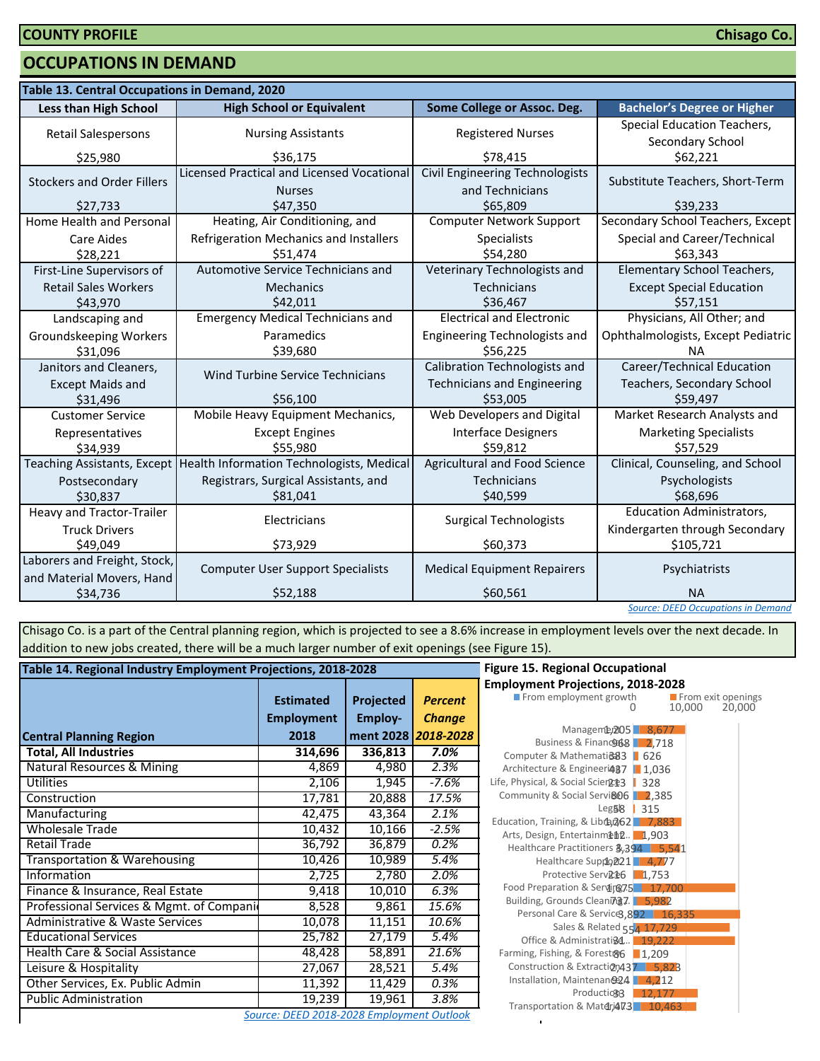**COUNTY PROFILE** **Chisago Co.**

## OCCUPATIONS IN DEMAND

**Table 13. Central Occupations in Demand, 2020**

| Less than High School | High School or Equivalent | Some College or Assoc. Deg. | Bachelor's Degree or Higher |
|---|---|---|---|
| Retail Salespersons $25,980 | Nursing Assistants $36,175 | Registered Nurses $78,415 | Special Education Teachers, Secondary School $62,221 |
| Stockers and Order Fillers $27,733 | Licensed Practical and Licensed Vocational Nurses $47,350 | Civil Engineering Technologists and Technicians $65,809 | Substitute Teachers, Short-Term $39,233 |
| Home Health and Personal Care Aides $28,221 | Heating, Air Conditioning, and Refrigeration Mechanics and Installers $51,474 | Computer Network Support Specialists $54,280 | Secondary School Teachers, Except Special and Career/Technical $63,343 |
| First-Line Supervisors of Retail Sales Workers $43,970 | Automotive Service Technicians and Mechanics $42,011 | Veterinary Technologists and Technicians $36,467 | Elementary School Teachers, Except Special Education $57,151 |
| Landscaping and Groundskeeping Workers $31,096 | Emergency Medical Technicians and Paramedics $39,680 | Electrical and Electronic Engineering Technologists and $56,225 | Physicians, All Other; and Ophthalmologists, Except Pediatric NA |
| Janitors and Cleaners, Except Maids and $31,496 | Wind Turbine Service Technicians $56,100 | Calibration Technologists and Technicians and Engineering $53,005 | Career/Technical Education Teachers, Secondary School $59,497 |
| Customer Service Representatives $34,939 | Mobile Heavy Equipment Mechanics, Except Engines $55,980 | Web Developers and Digital Interface Designers $59,812 | Market Research Analysts and Marketing Specialists $57,529 |
| Teaching Assistants, Except Postsecondary $30,837 | Health Information Technologists, Medical Registrars, Surgical Assistants, and $81,041 | Agricultural and Food Science Technicians $40,599 | Clinical, Counseling, and School Psychologists $68,696 |
| Heavy and Tractor-Trailer Truck Drivers $49,049 | Electricians $73,929 | Surgical Technologists $60,373 | Education Administrators, Kindergarten through Secondary $105,721 |
| Laborers and Freight, Stock, and Material Movers, Hand $34,736 | Computer User Support Specialists $52,188 | Medical Equipment Repairers $60,561 | Psychiatrists NA |

Source: DEED Occupations in Demand

Chisago Co. is a part of the Central planning region, which is projected to see a 8.6% increase in employment levels over the next decade. In addition to new jobs created, there will be a much larger number of exit openings (see Figure 15).

**Table 14. Regional Industry Employment Projections, 2018-2028**

| Central Planning Region | Estimated Employment 2018 | Projected Employment 2028 | *Percent Change 2018-2028* |
|---|---|---|---|
| **Total, All Industries** | **314,696** | **336,813** | ***7.0%*** |
| Natural Resources & Mining | 4,869 | 4,980 | *2.3%* |
| Utilities | 2,106 | 1,945 | *-7.6%* |
| Construction | 17,781 | 20,888 | *17.5%* |
| Manufacturing | 42,475 | 43,364 | *2.1%* |
| Wholesale Trade | 10,432 | 10,166 | *-2.5%* |
| Retail Trade | 36,792 | 36,879 | *0.2%* |
| Transportation & Warehousing | 10,426 | 10,989 | *5.4%* |
| Information | 2,725 | 2,780 | *2.0%* |
| Finance & Insurance, Real Estate | 9,418 | 10,010 | *6.3%* |
| Professional Services & Mgmt. of Companies | 8,528 | 9,861 | *15.6%* |
| Administrative & Waste Services | 10,078 | 11,151 | *10.6%* |
| Educational Services | 25,782 | 27,179 | *5.4%* |
| Health Care & Social Assistance | 48,428 | 58,891 | *21.6%* |
| Leisure & Hospitality | 27,067 | 28,521 | *5.4%* |
| Other Services, Ex. Public Admin | 11,392 | 11,429 | *0.3%* |
| Public Administration | 19,239 | 19,961 | *3.8%* |

Source: DEED 2018-2028 Employment Outlook

**Figure 15. Regional Occupational Employment Projections, 2018-2028**

| Occupation | From employment growth | From exit openings |
|---|---|---|
| Management | 1,205 | 8,677 |
| Business & Financial | 968 | 2,718 |
| Computer & Mathematical | 383 | 626 |
| Architecture & Engineering | 487 | 1,036 |
| Life, Physical, & Social Science | 213 | 328 |
| Community & Social Service | 806 | 2,385 |
| Legal | 58 | 315 |
| Education, Training, & Library | 1,262 | 7,883 |
| Arts, Design, Entertainment... | 112 | 1,903 |
| Healthcare Practitioners & ... | 3,394 | 5,541 |
| Healthcare Support | 1,221 | 4,777 |
| Protective Service | 216 | 1,753 |
| Food Preparation & Serving | 1,675 | 17,700 |
| Building, Grounds Cleaning... | 737 | 5,982 |
| Personal Care & Service | 3,892 | 16,335 |
| Sales & Related | 554 | 17,729 |
| Office & Administrative... | 31 | 19,222 |
| Farming, Fishing, & Forestry | 86 | 1,209 |
| Construction & Extraction | 2,437 | 5,823 |
| Installation, Maintenance... | 924 | 4,212 |
| Production | 33 | 12,177 |
| Transportation & Material... | 1,473 | 10,463 |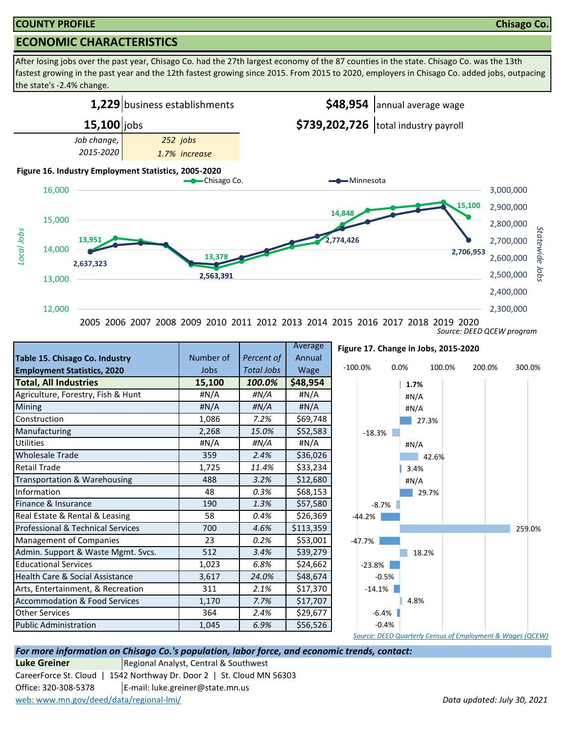**COUNTY PROFILE** **Chisago Co.**

## ECONOMIC CHARACTERISTICS

After losing jobs over the past year, Chisago Co. had the 27th largest economy of the 87 counties in the state. Chisago Co. was the 13th fastest growing in the past year and the 12th fastest growing since 2015. From 2015 to 2020, employers in Chisago Co. added jobs, outpacing the state's -2.4% change.

**1,229** business establishments

**15,100** jobs

*Job change, 2015-2020* *252 jobs* *1.7% increase*

**$48,954** annual average wage

**$739,202,726** total industry payroll

**Figure 16. Industry Employment Statistics, 2005-2020**

Chisago Co.
Minnesota

Local Jobs: 16,000; 15,000; 14,000; 13,000; 12,000

Statewide Jobs: 3,000,000; 2,900,000; 2,800,000; 2,700,000; 2,600,000; 2,500,000; 2,400,000; 2,300,000

2005 2006 2007 2008 2009 2010 2011 2012 2013 2014 2015 2016 2017 2018 2019 2020

13,951
2,637,323
13,378
2,563,391
14,848
2,774,426
15,100
2,706,953

*Source: DEED QCEW program*

| Table 15. Chisago Co. Industry Employment Statistics, 2020 | Number of Jobs | *Percent of Total Jobs* | Average Annual Wage |
|---|---|---|---|
| **Total, All Industries** | **15,100** | ***100.0%*** | **$48,954** |
| Agriculture, Forestry, Fish & Hunt | #N/A | *#N/A* | #N/A |
| Mining | #N/A | *#N/A* | #N/A |
| Construction | 1,086 | *7.2%* | $69,748 |
| Manufacturing | 2,268 | *15.0%* | $52,583 |
| Utilities | #N/A | *#N/A* | #N/A |
| Wholesale Trade | 359 | *2.4%* | $36,026 |
| Retail Trade | 1,725 | *11.4%* | $33,234 |
| Transportation & Warehousing | 488 | *3.2%* | $12,680 |
| Information | 48 | *0.3%* | $68,153 |
| Finance & Insurance | 190 | *1.3%* | $57,580 |
| Real Estate & Rental & Leasing | 58 | *0.4%* | $26,369 |
| Professional & Technical Services | 700 | *4.6%* | $113,359 |
| Management of Companies | 23 | *0.2%* | $53,001 |
| Admin. Support & Waste Mgmt. Svcs. | 512 | *3.4%* | $39,279 |
| Educational Services | 1,023 | *6.8%* | $24,662 |
| Health Care & Social Assistance | 3,617 | *24.0%* | $48,674 |
| Arts, Entertainment, & Recreation | 311 | *2.1%* | $17,370 |
| Accommodation & Food Services | 1,170 | *7.7%* | $17,707 |
| Other Services | 364 | *2.4%* | $29,677 |
| Public Administration | 1,045 | *6.9%* | $56,526 |

**Figure 17. Change in Jobs, 2015-2020**

-100.0% 0.0% 100.0% 200.0% 300.0%

1.7%
#N/A
#N/A
27.3%
-18.3%
#N/A
42.6%
3.4%
#N/A
29.7%
-8.7%
-44.2%
259.0%
-47.7%
18.2%
-23.8%
-0.5%
-14.1%
4.8%
-6.4%
-0.4%

*Source: DEED Quarterly Census of Employment & Wages (QCEW)*

***For more information on Chisago Co.'s population, labor force, and economic trends, contact:***

**Luke Greiner** | Regional Analyst, Central & Southwest

CareerForce St. Cloud | 1542 Northway Dr. Door 2 | St. Cloud MN 56303

Office: 320-308-5378 | E-mail: luke.greiner@state.mn.us

web: www.mn.gov/deed/data/regional-lmi/

*Data updated: July 30, 2021*